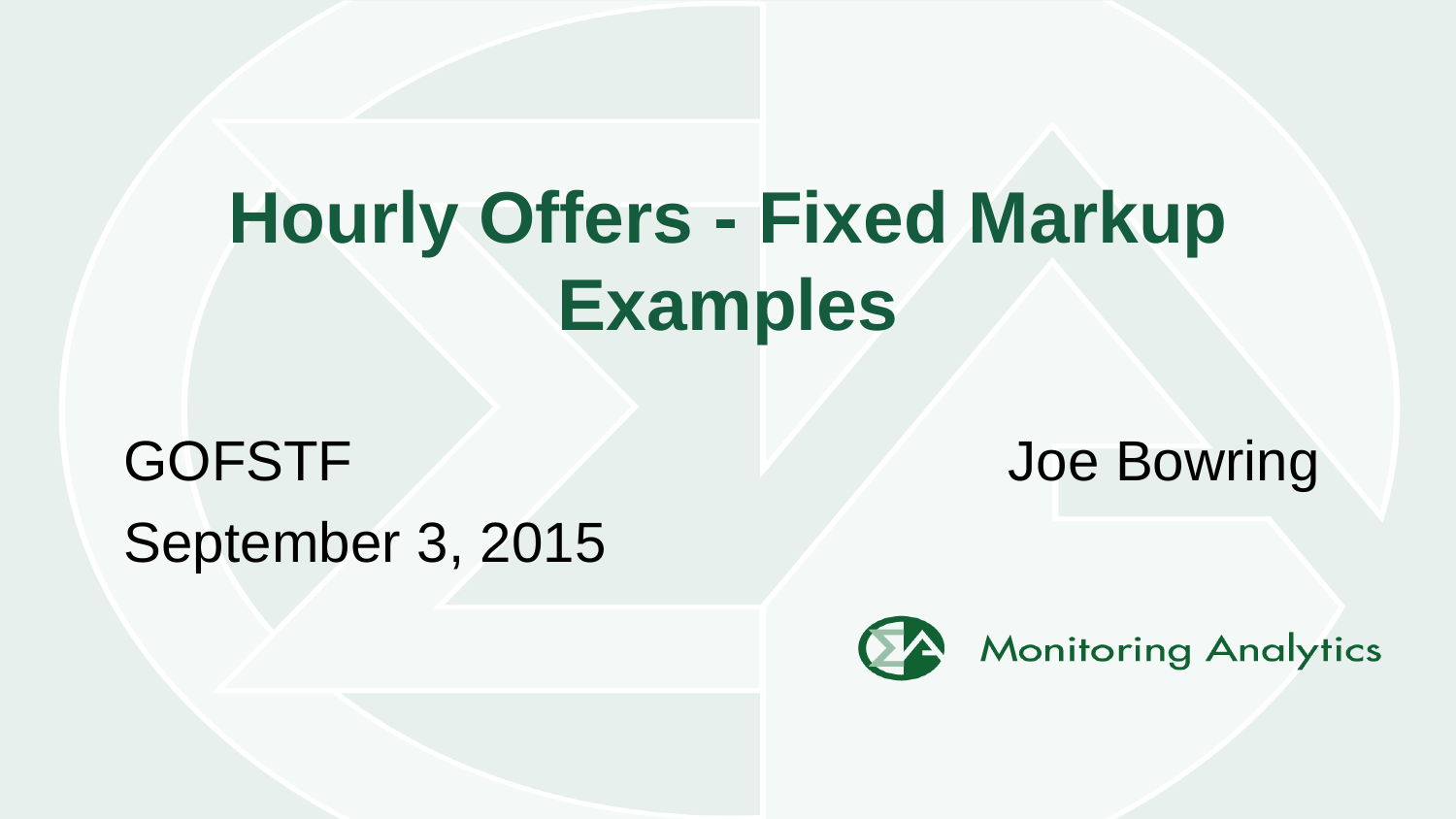# Hourly Offers - Fixed Markup Examples

GOFSTF

September 3, 2015

Joe Bowring

Monitoring Analytics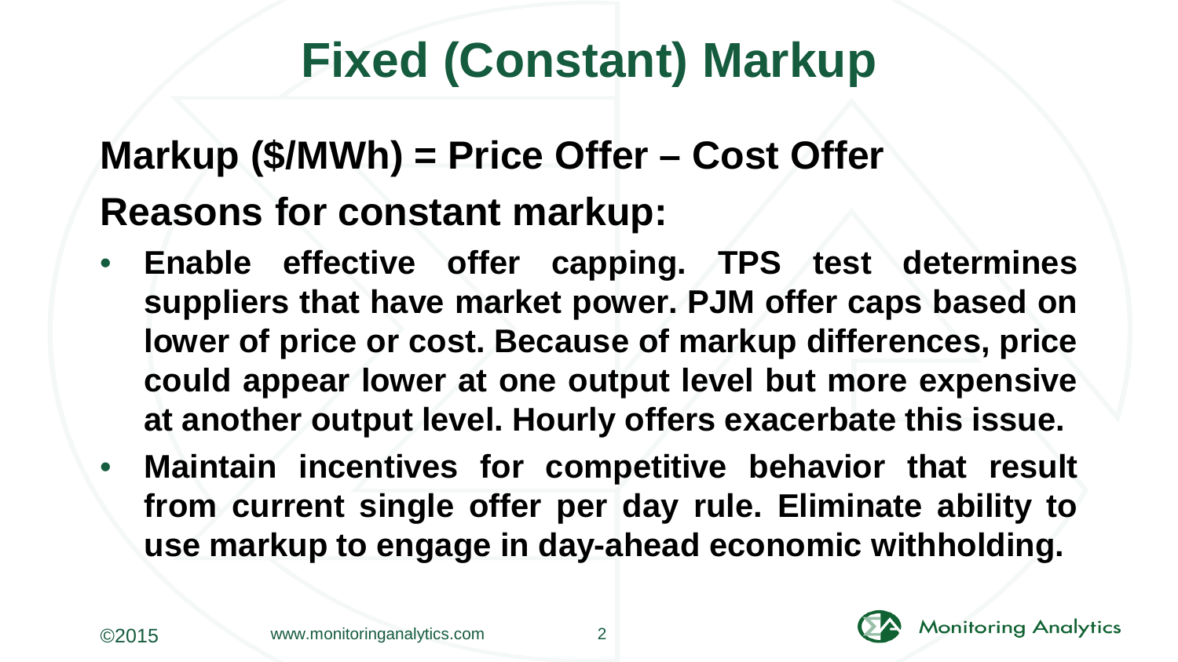# Fixed (Constant) Markup

**Markup ($/MWh) = Price Offer – Cost Offer**

**Reasons for constant markup:**

- **Enable effective offer capping. TPS test determines suppliers that have market power. PJM offer caps based on lower of price or cost. Because of markup differences, price could appear lower at one output level but more expensive at another output level. Hourly offers exacerbate this issue.**
- **Maintain incentives for competitive behavior that result from current single offer per day rule. Eliminate ability to use markup to engage in day-ahead economic withholding.**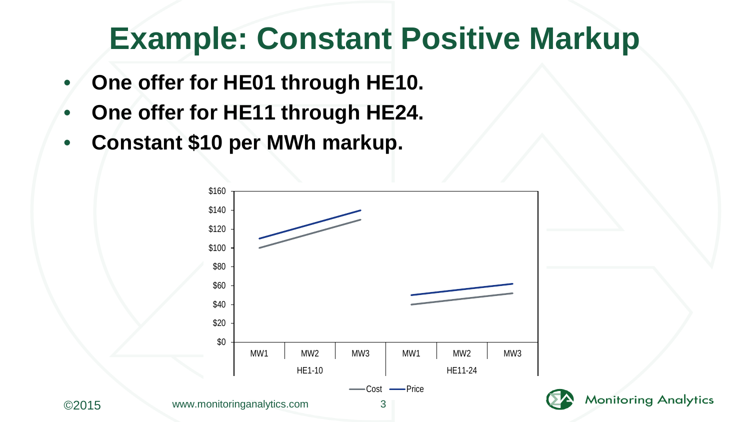# Example: Constant Positive Markup

- **One offer for HE01 through HE10.**
- **One offer for HE11 through HE24.**
- **Constant $10 per MWh markup.**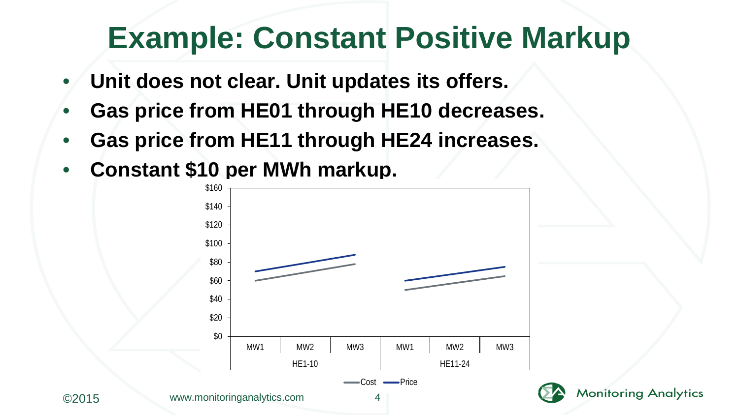# Example: Constant Positive Markup

- **Unit does not clear. Unit updates its offers.**
- **Gas price from HE01 through HE10 decreases.**
- **Gas price from HE11 through HE24 increases.**
- **Constant $10 per MWh markup.**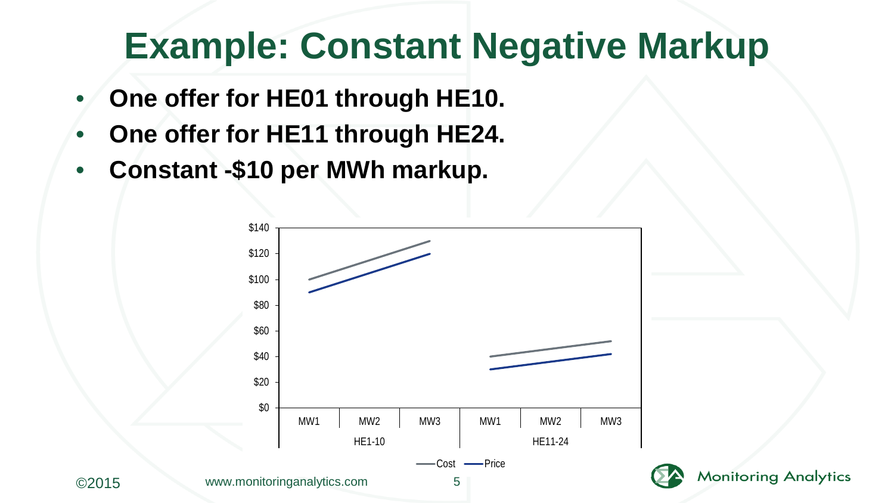# Example: Constant Negative Markup

- **One offer for HE01 through HE10.**
- **One offer for HE11 through HE24.**
- **Constant -$10 per MWh markup.**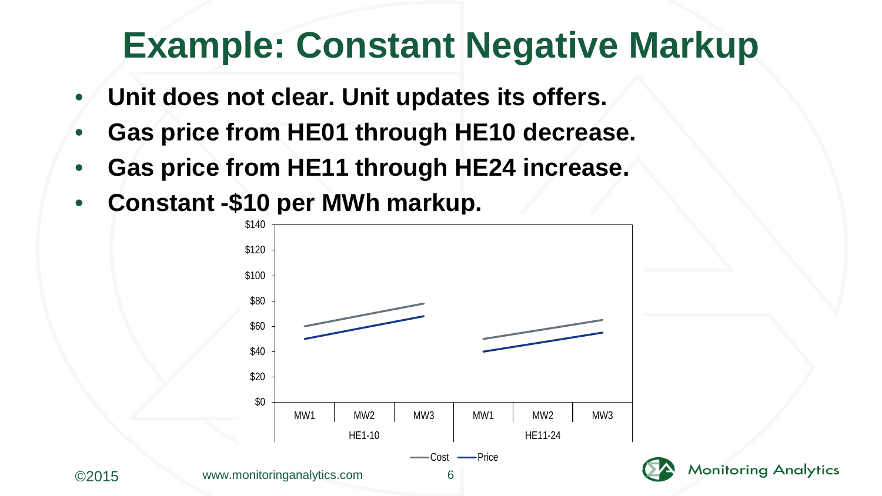# Example: Constant Negative Markup

- **Unit does not clear. Unit updates its offers.**
- **Gas price from HE01 through HE10 decrease.**
- **Gas price from HE11 through HE24 increase.**
- **Constant -$10 per MWh markup.**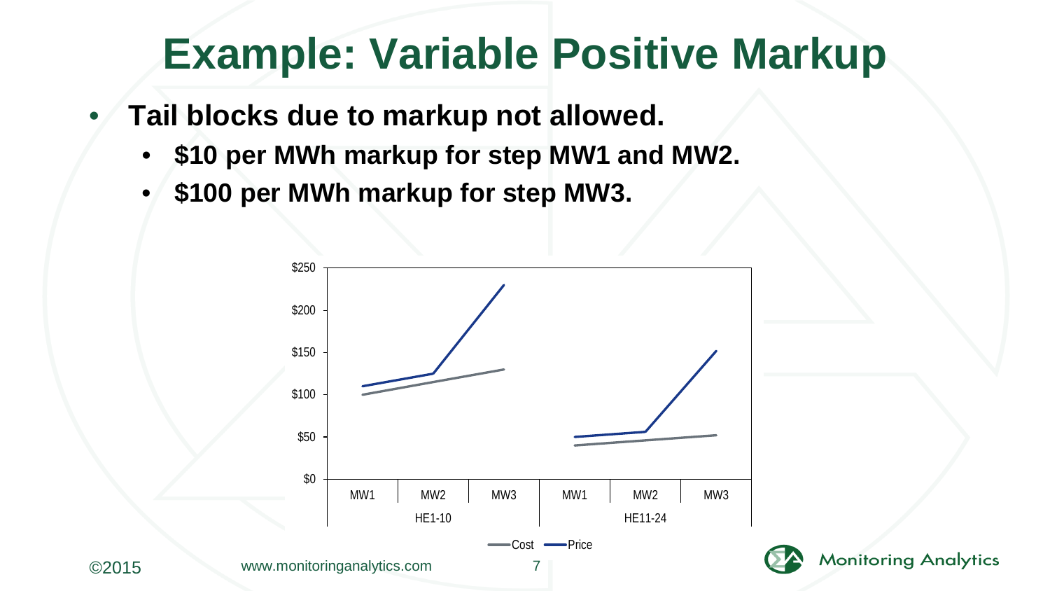# Example: Variable Positive Markup

- **Tail blocks due to markup not allowed.**
  - **$10 per MWh markup for step MW1 and MW2.**
  - **$100 per MWh markup for step MW3.**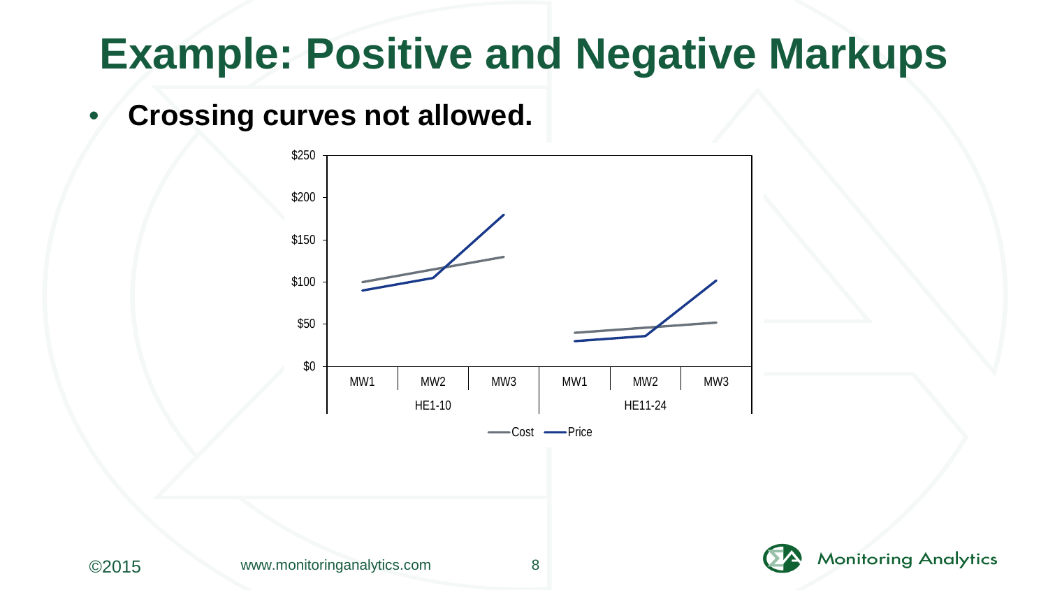# Example: Positive and Negative Markups

- **Crossing curves not allowed.**

$250
$200
$150
$100
$50
$0

| MW1 | MW2 | MW3 | MW1 | MW2 | MW3 |
|---|---|---|---|---|---|
| HE1-10 | | | HE11-24 | | |

Cost — Price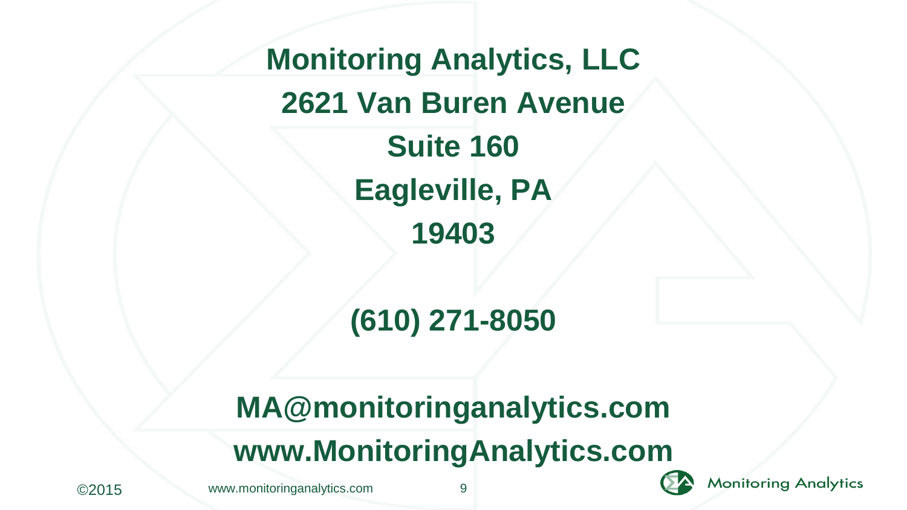**Monitoring Analytics, LLC**

**2621 Van Buren Avenue**

**Suite 160**

**Eagleville, PA**

**19403**

**(610) 271-8050**

**MA@monitoringanalytics.com**

**www.MonitoringAnalytics.com**